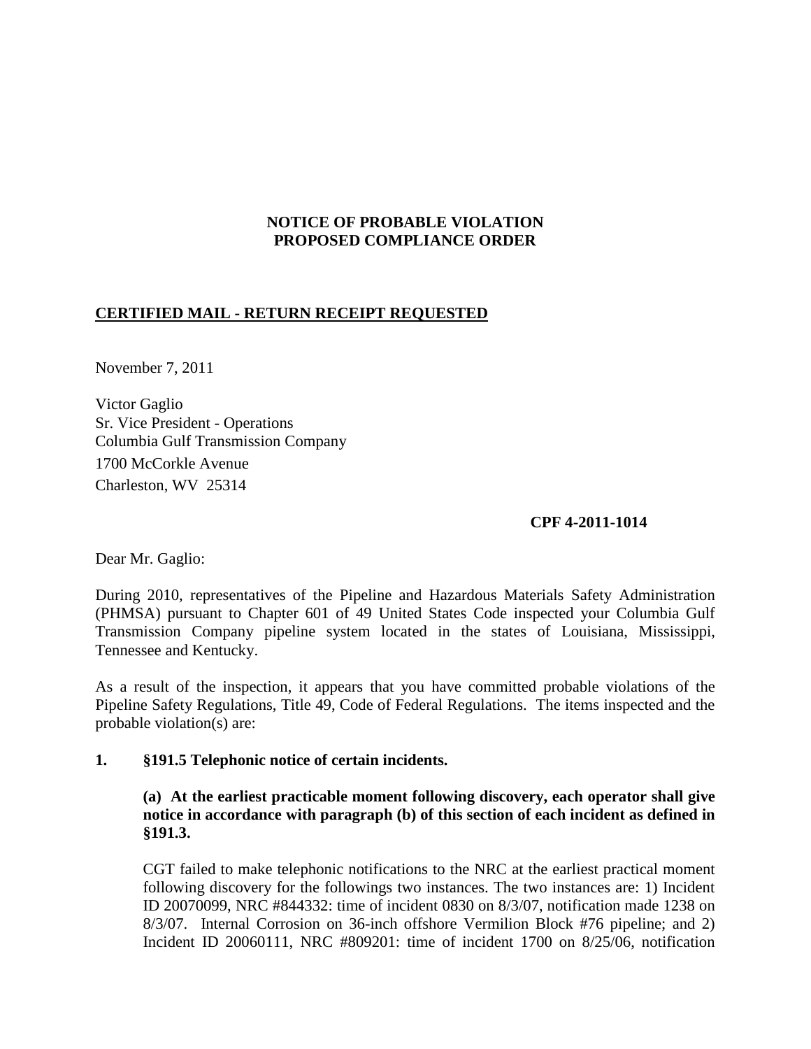**NOTICE OF PROBABLE VIOLATION**
**PROPOSED COMPLIANCE ORDER**

**CERTIFIED MAIL - RETURN RECEIPT REQUESTED**

November 7, 2011

Victor Gaglio
Sr. Vice President - Operations
Columbia Gulf Transmission Company
1700 McCorkle Avenue
Charleston, WV 25314

**CPF 4-2011-1014**

Dear Mr. Gaglio:

During 2010, representatives of the Pipeline and Hazardous Materials Safety Administration (PHMSA) pursuant to Chapter 601 of 49 United States Code inspected your Columbia Gulf Transmission Company pipeline system located in the states of Louisiana, Mississippi, Tennessee and Kentucky.

As a result of the inspection, it appears that you have committed probable violations of the Pipeline Safety Regulations, Title 49, Code of Federal Regulations. The items inspected and the probable violation(s) are:

**1. §191.5 Telephonic notice of certain incidents.**

**(a) At the earliest practicable moment following discovery, each operator shall give notice in accordance with paragraph (b) of this section of each incident as defined in §191.3.**

CGT failed to make telephonic notifications to the NRC at the earliest practical moment following discovery for the followings two instances. The two instances are: 1) Incident ID 20070099, NRC #844332: time of incident 0830 on 8/3/07, notification made 1238 on 8/3/07. Internal Corrosion on 36-inch offshore Vermilion Block #76 pipeline; and 2) Incident ID 20060111, NRC #809201: time of incident 1700 on 8/25/06, notification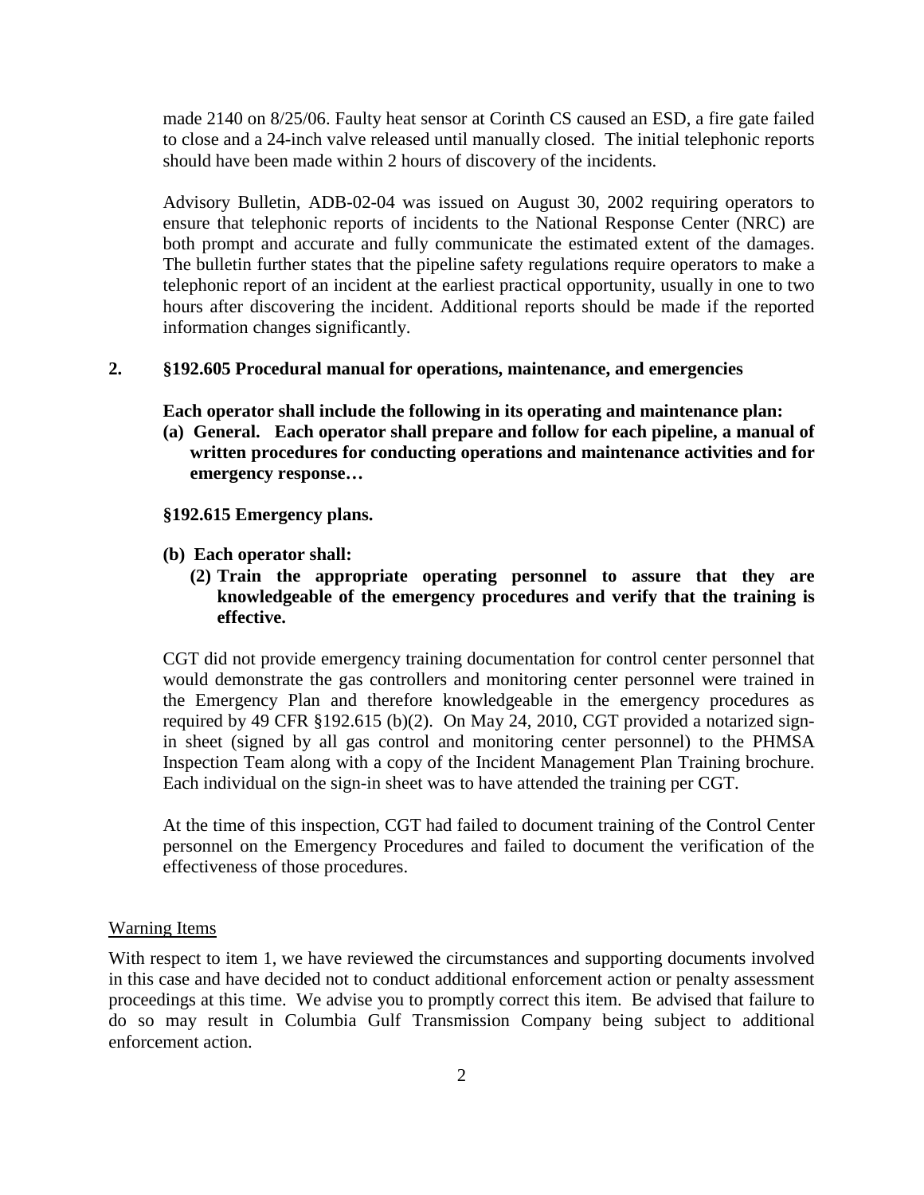made 2140 on 8/25/06. Faulty heat sensor at Corinth CS caused an ESD, a fire gate failed to close and a 24-inch valve released until manually closed. The initial telephonic reports should have been made within 2 hours of discovery of the incidents.

Advisory Bulletin, ADB-02-04 was issued on August 30, 2002 requiring operators to ensure that telephonic reports of incidents to the National Response Center (NRC) are both prompt and accurate and fully communicate the estimated extent of the damages. The bulletin further states that the pipeline safety regulations require operators to make a telephonic report of an incident at the earliest practical opportunity, usually in one to two hours after discovering the incident. Additional reports should be made if the reported information changes significantly.

**2. §192.605 Procedural manual for operations, maintenance, and emergencies**

**Each operator shall include the following in its operating and maintenance plan:**

**(a) General. Each operator shall prepare and follow for each pipeline, a manual of written procedures for conducting operations and maintenance activities and for emergency response…**

**§192.615 Emergency plans.**

**(b) Each operator shall:**

**(2) Train the appropriate operating personnel to assure that they are knowledgeable of the emergency procedures and verify that the training is effective.**

CGT did not provide emergency training documentation for control center personnel that would demonstrate the gas controllers and monitoring center personnel were trained in the Emergency Plan and therefore knowledgeable in the emergency procedures as required by 49 CFR §192.615 (b)(2). On May 24, 2010, CGT provided a notarized sign-in sheet (signed by all gas control and monitoring center personnel) to the PHMSA Inspection Team along with a copy of the Incident Management Plan Training brochure. Each individual on the sign-in sheet was to have attended the training per CGT.

At the time of this inspection, CGT had failed to document training of the Control Center personnel on the Emergency Procedures and failed to document the verification of the effectiveness of those procedures.

Warning Items

With respect to item 1, we have reviewed the circumstances and supporting documents involved in this case and have decided not to conduct additional enforcement action or penalty assessment proceedings at this time. We advise you to promptly correct this item. Be advised that failure to do so may result in Columbia Gulf Transmission Company being subject to additional enforcement action.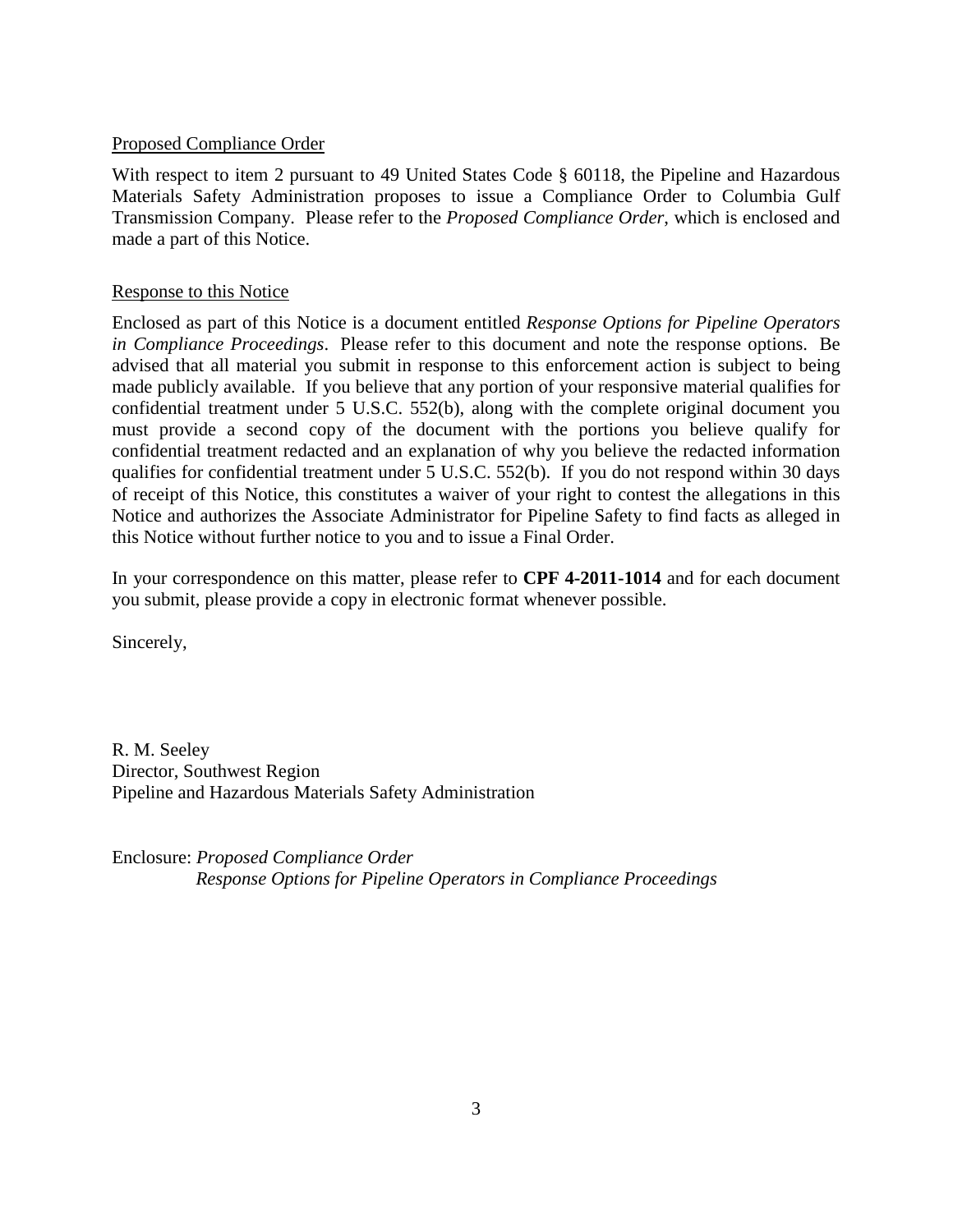Proposed Compliance Order

With respect to item 2 pursuant to 49 United States Code § 60118, the Pipeline and Hazardous Materials Safety Administration proposes to issue a Compliance Order to Columbia Gulf Transmission Company. Please refer to the *Proposed Compliance Order*, which is enclosed and made a part of this Notice.

Response to this Notice

Enclosed as part of this Notice is a document entitled *Response Options for Pipeline Operators in Compliance Proceedings*. Please refer to this document and note the response options. Be advised that all material you submit in response to this enforcement action is subject to being made publicly available. If you believe that any portion of your responsive material qualifies for confidential treatment under 5 U.S.C. 552(b), along with the complete original document you must provide a second copy of the document with the portions you believe qualify for confidential treatment redacted and an explanation of why you believe the redacted information qualifies for confidential treatment under 5 U.S.C. 552(b). If you do not respond within 30 days of receipt of this Notice, this constitutes a waiver of your right to contest the allegations in this Notice and authorizes the Associate Administrator for Pipeline Safety to find facts as alleged in this Notice without further notice to you and to issue a Final Order.

In your correspondence on this matter, please refer to **CPF 4-2011-1014** and for each document you submit, please provide a copy in electronic format whenever possible.

Sincerely,

R. M. Seeley
Director, Southwest Region
Pipeline and Hazardous Materials Safety Administration

Enclosure: *Proposed Compliance Order*
*Response Options for Pipeline Operators in Compliance Proceedings*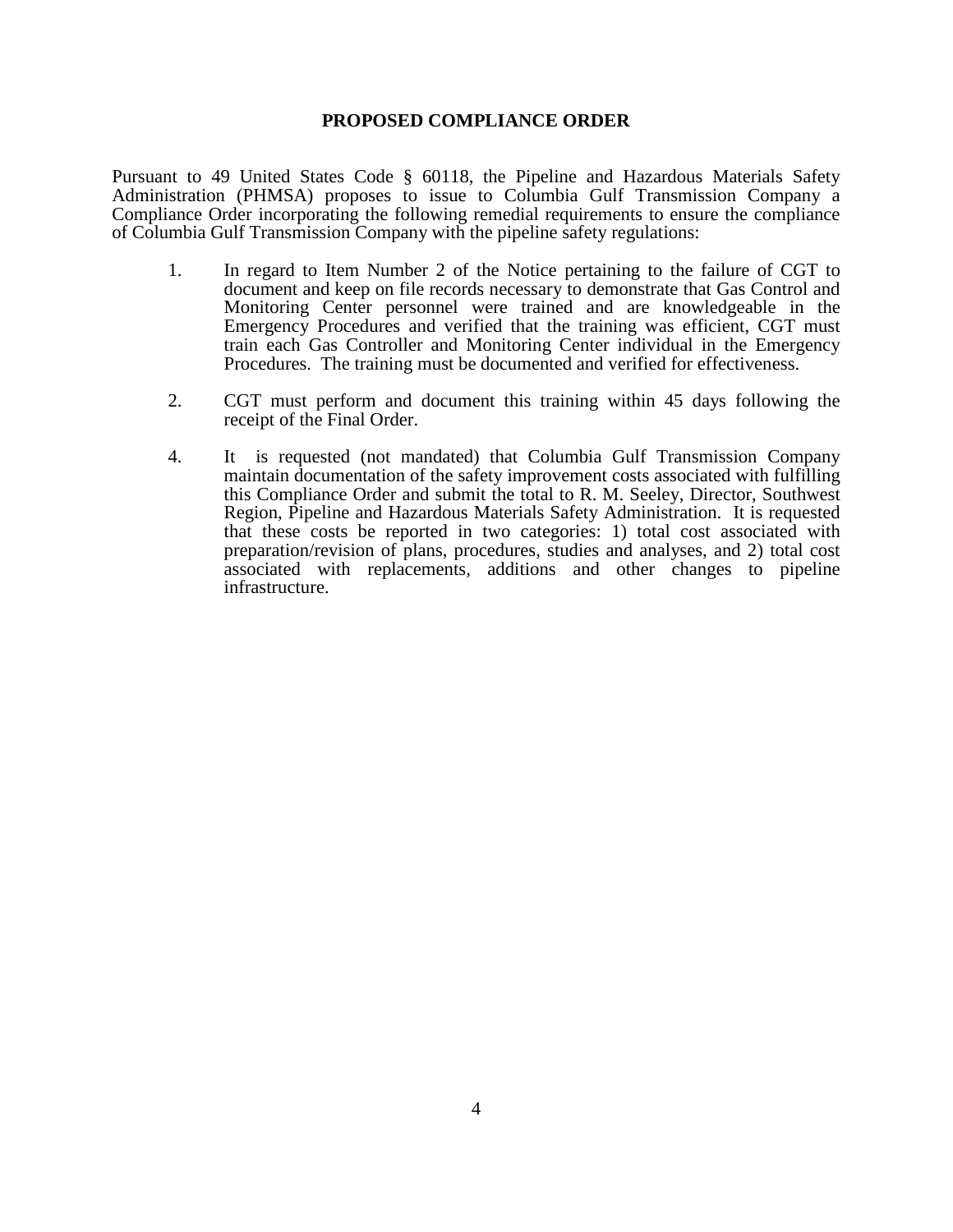**PROPOSED COMPLIANCE ORDER**

Pursuant to 49 United States Code § 60118, the Pipeline and Hazardous Materials Safety Administration (PHMSA) proposes to issue to Columbia Gulf Transmission Company a Compliance Order incorporating the following remedial requirements to ensure the compliance of Columbia Gulf Transmission Company with the pipeline safety regulations:

1. In regard to Item Number 2 of the Notice pertaining to the failure of CGT to document and keep on file records necessary to demonstrate that Gas Control and Monitoring Center personnel were trained and are knowledgeable in the Emergency Procedures and verified that the training was efficient, CGT must train each Gas Controller and Monitoring Center individual in the Emergency Procedures. The training must be documented and verified for effectiveness.

2. CGT must perform and document this training within 45 days following the receipt of the Final Order.

4. It is requested (not mandated) that Columbia Gulf Transmission Company maintain documentation of the safety improvement costs associated with fulfilling this Compliance Order and submit the total to R. M. Seeley, Director, Southwest Region, Pipeline and Hazardous Materials Safety Administration. It is requested that these costs be reported in two categories: 1) total cost associated with preparation/revision of plans, procedures, studies and analyses, and 2) total cost associated with replacements, additions and other changes to pipeline infrastructure.